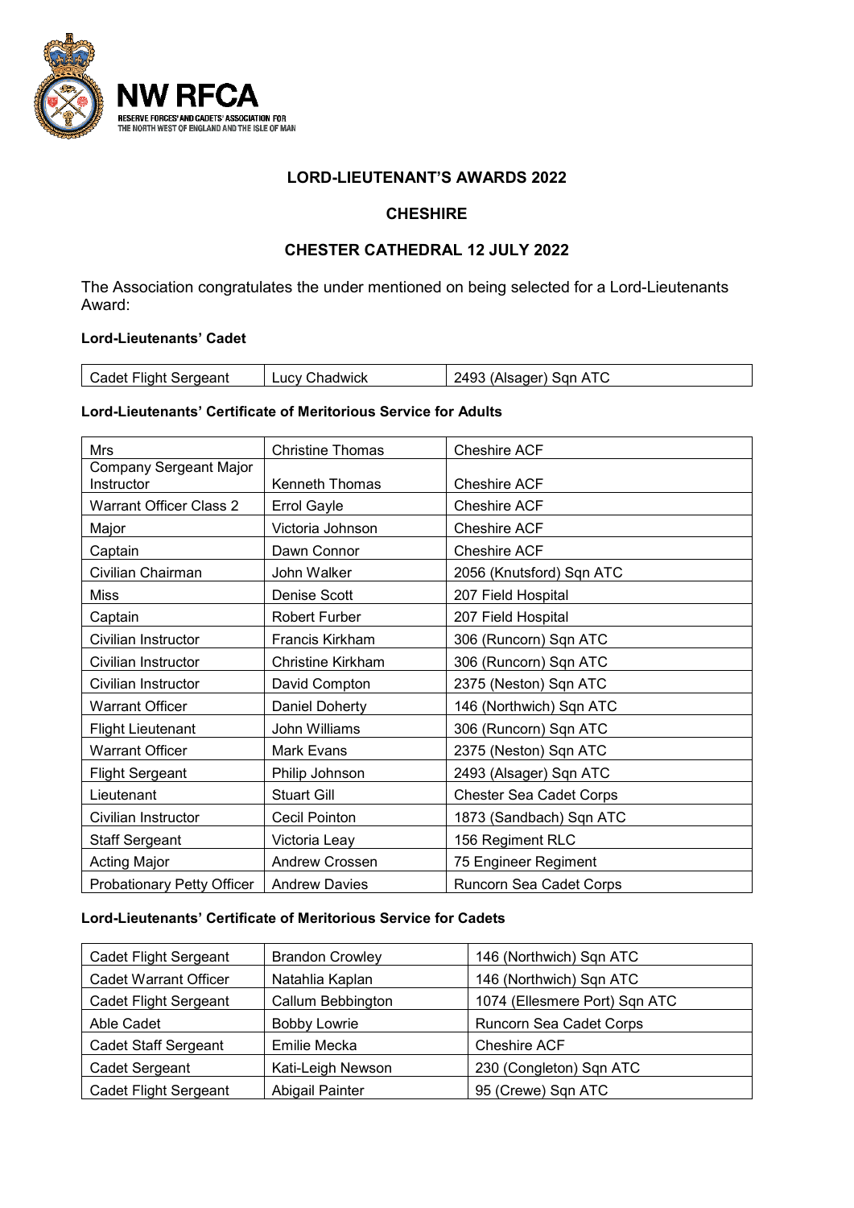**NW RFCA**
RESERVE FORCES' AND CADETS' ASSOCIATION FOR THE NORTH WEST OF ENGLAND AND THE ISLE OF MAN

# LORD-LIEUTENANT'S AWARDS 2022

## CHESHIRE

## CHESTER CATHEDRAL 12 JULY 2022

The Association congratulates the under mentioned on being selected for a Lord-Lieutenants Award:

**Lord-Lieutenants' Cadet**

| | | |
|---|---|---|
| Cadet Flight Sergeant | Lucy Chadwick | 2493 (Alsager) Sqn ATC |

**Lord-Lieutenants' Certificate of Meritorious Service for Adults**

| | | |
|---|---|---|
| Mrs | Christine Thomas | Cheshire ACF |
| Company Sergeant Major Instructor | Kenneth Thomas | Cheshire ACF |
| Warrant Officer Class 2 | Errol Gayle | Cheshire ACF |
| Major | Victoria Johnson | Cheshire ACF |
| Captain | Dawn Connor | Cheshire ACF |
| Civilian Chairman | John Walker | 2056 (Knutsford) Sqn ATC |
| Miss | Denise Scott | 207 Field Hospital |
| Captain | Robert Furber | 207 Field Hospital |
| Civilian Instructor | Francis Kirkham | 306 (Runcorn) Sqn ATC |
| Civilian Instructor | Christine Kirkham | 306 (Runcorn) Sqn ATC |
| Civilian Instructor | David Compton | 2375 (Neston) Sqn ATC |
| Warrant Officer | Daniel Doherty | 146 (Northwich) Sqn ATC |
| Flight Lieutenant | John Williams | 306 (Runcorn) Sqn ATC |
| Warrant Officer | Mark Evans | 2375 (Neston) Sqn ATC |
| Flight Sergeant | Philip Johnson | 2493 (Alsager) Sqn ATC |
| Lieutenant | Stuart Gill | Chester Sea Cadet Corps |
| Civilian Instructor | Cecil Pointon | 1873 (Sandbach) Sqn ATC |
| Staff Sergeant | Victoria Leay | 156 Regiment RLC |
| Acting Major | Andrew Crossen | 75 Engineer Regiment |
| Probationary Petty Officer | Andrew Davies | Runcorn Sea Cadet Corps |

**Lord-Lieutenants' Certificate of Meritorious Service for Cadets**

| | | |
|---|---|---|
| Cadet Flight Sergeant | Brandon Crowley | 146 (Northwich) Sqn ATC |
| Cadet Warrant Officer | Natahlia Kaplan | 146 (Northwich) Sqn ATC |
| Cadet Flight Sergeant | Callum Bebbington | 1074 (Ellesmere Port) Sqn ATC |
| Able Cadet | Bobby Lowrie | Runcorn Sea Cadet Corps |
| Cadet Staff Sergeant | Emilie Mecka | Cheshire ACF |
| Cadet Sergeant | Kati-Leigh Newson | 230 (Congleton) Sqn ATC |
| Cadet Flight Sergeant | Abigail Painter | 95 (Crewe) Sqn ATC |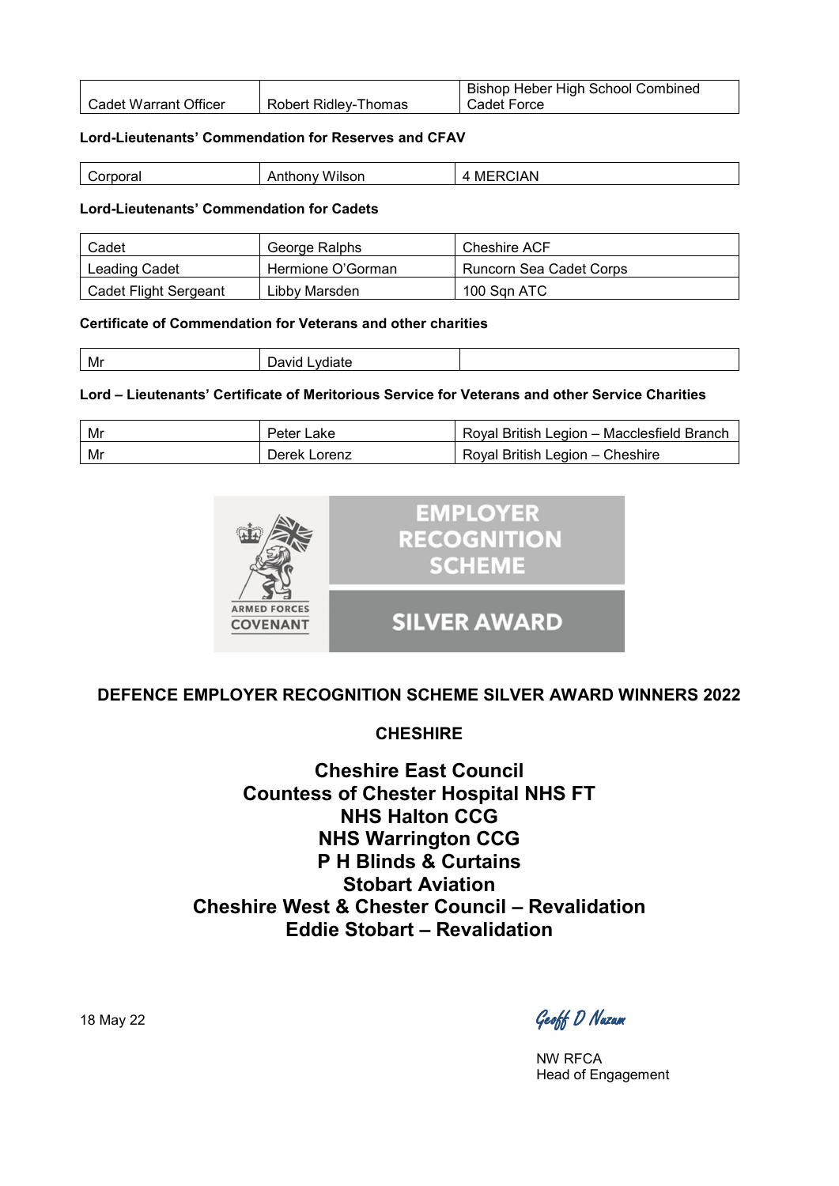| | | |
|---|---|---|
| Cadet Warrant Officer | Robert Ridley-Thomas | Bishop Heber High School Combined Cadet Force |

**Lord-Lieutenants' Commendation for Reserves and CFAV**

| | | |
|---|---|---|
| Corporal | Anthony Wilson | 4 MERCIAN |

**Lord-Lieutenants' Commendation for Cadets**

| | | |
|---|---|---|
| Cadet | George Ralphs | Cheshire ACF |
| Leading Cadet | Hermione O'Gorman | Runcorn Sea Cadet Corps |
| Cadet Flight Sergeant | Libby Marsden | 100 Sqn ATC |

**Certificate of Commendation for Veterans and other charities**

| | | |
|---|---|---|
| Mr | David Lydiate | |

**Lord – Lieutenants' Certificate of Meritorious Service for Veterans and other Service Charities**

| | | |
|---|---|---|
| Mr | Peter Lake | Royal British Legion – Macclesfield Branch |
| Mr | Derek Lorenz | Royal British Legion – Cheshire |

ARMED FORCES COVENANT

EMPLOYER RECOGNITION SCHEME

SILVER AWARD

**DEFENCE EMPLOYER RECOGNITION SCHEME SILVER AWARD WINNERS 2022**

**CHESHIRE**

**Cheshire East Council**
**Countess of Chester Hospital NHS FT**
**NHS Halton CCG**
**NHS Warrington CCG**
**P H Blinds & Curtains**
**Stobart Aviation**
**Cheshire West & Chester Council – Revalidation**
**Eddie Stobart – Revalidation**

18 May 22

*Geoff D Nazam*

NW RFCA
Head of Engagement